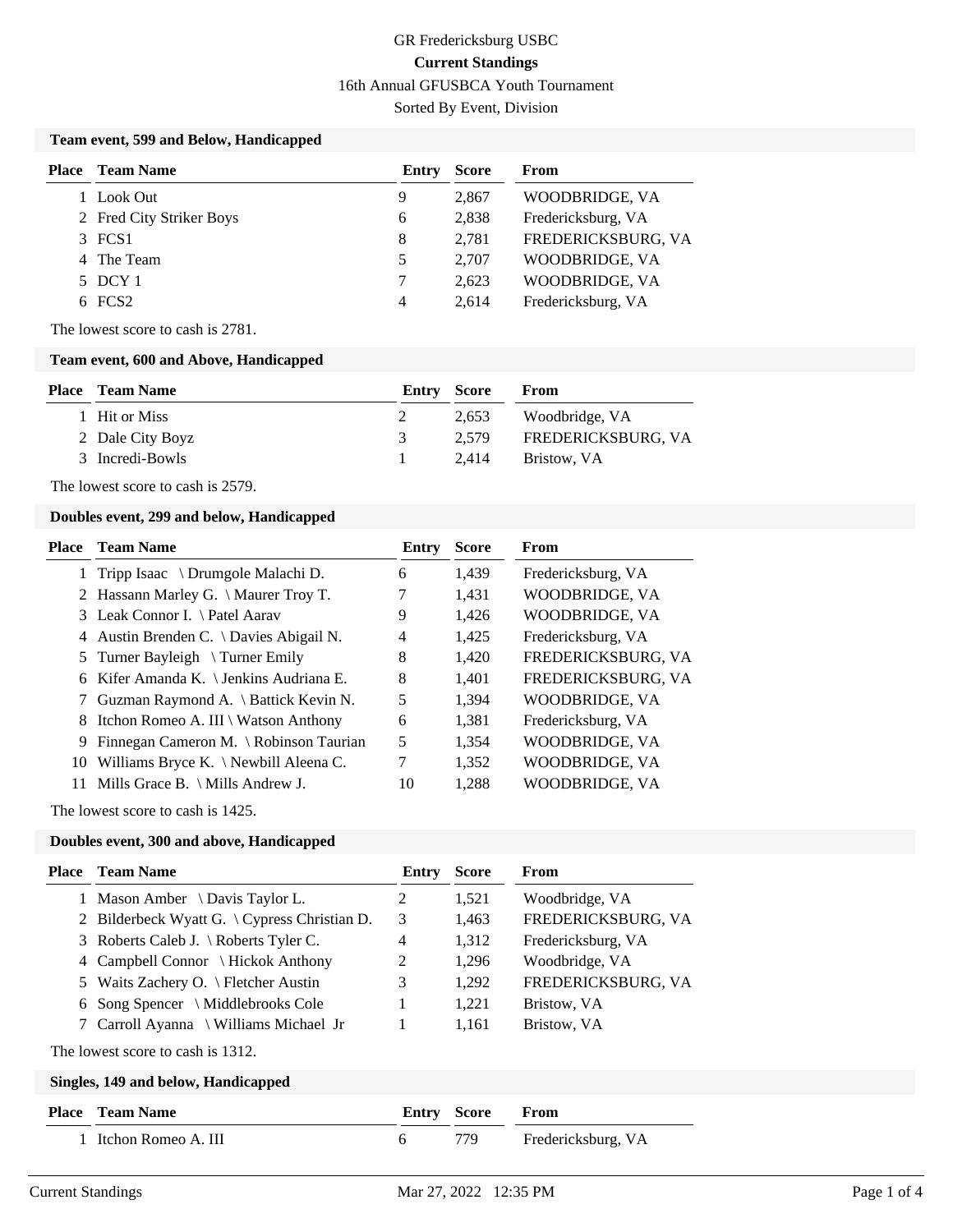GR Fredericksburg USBC

**Current Standings**

16th Annual GFUSBCA Youth Tournament

Sorted By Event, Division

### Team event, 599 and Below, Handicapped

| Place | Team Name | Entry | Score | From |
|---|---|---|---|---|
| 1 | Look Out | 9 | 2,867 | WOODBRIDGE, VA |
| 2 | Fred City Striker Boys | 6 | 2,838 | Fredericksburg, VA |
| 3 | FCS1 | 8 | 2,781 | FREDERICKSBURG, VA |
| 4 | The Team | 5 | 2,707 | WOODBRIDGE, VA |
| 5 | DCY 1 | 7 | 2,623 | WOODBRIDGE, VA |
| 6 | FCS2 | 4 | 2,614 | Fredericksburg, VA |

The lowest score to cash is 2781.

### Team event, 600 and Above, Handicapped

| Place | Team Name | Entry | Score | From |
|---|---|---|---|---|
| 1 | Hit or Miss | 2 | 2,653 | Woodbridge, VA |
| 2 | Dale City Boyz | 3 | 2,579 | FREDERICKSBURG, VA |
| 3 | Incredi-Bowls | 1 | 2,414 | Bristow, VA |

The lowest score to cash is 2579.

### Doubles event, 299 and below, Handicapped

| Place | Team Name | Entry | Score | From |
|---|---|---|---|---|
| 1 | Tripp Isaac \ Drumgole Malachi D. | 6 | 1,439 | Fredericksburg, VA |
| 2 | Hassann Marley G. \ Maurer Troy T. | 7 | 1,431 | WOODBRIDGE, VA |
| 3 | Leak Connor I. \ Patel Aarav | 9 | 1,426 | WOODBRIDGE, VA |
| 4 | Austin Brenden C. \ Davies Abigail N. | 4 | 1,425 | Fredericksburg, VA |
| 5 | Turner Bayleigh \ Turner Emily | 8 | 1,420 | FREDERICKSBURG, VA |
| 6 | Kifer Amanda K. \ Jenkins Audriana E. | 8 | 1,401 | FREDERICKSBURG, VA |
| 7 | Guzman Raymond A. \ Battick Kevin N. | 5 | 1,394 | WOODBRIDGE, VA |
| 8 | Itchon Romeo A. III \ Watson Anthony | 6 | 1,381 | Fredericksburg, VA |
| 9 | Finnegan Cameron M. \ Robinson Taurian | 5 | 1,354 | WOODBRIDGE, VA |
| 10 | Williams Bryce K. \ Newbill Aleena C. | 7 | 1,352 | WOODBRIDGE, VA |
| 11 | Mills Grace B. \ Mills Andrew J. | 10 | 1,288 | WOODBRIDGE, VA |

The lowest score to cash is 1425.

### Doubles event, 300 and above, Handicapped

| Place | Team Name | Entry | Score | From |
|---|---|---|---|---|
| 1 | Mason Amber \ Davis Taylor L. | 2 | 1,521 | Woodbridge, VA |
| 2 | Bilderbeck Wyatt G. \ Cypress Christian D. | 3 | 1,463 | FREDERICKSBURG, VA |
| 3 | Roberts Caleb J. \ Roberts Tyler C. | 4 | 1,312 | Fredericksburg, VA |
| 4 | Campbell Connor \ Hickok Anthony | 2 | 1,296 | Woodbridge, VA |
| 5 | Waits Zachery O. \ Fletcher Austin | 3 | 1,292 | FREDERICKSBURG, VA |
| 6 | Song Spencer \ Middlebrooks Cole | 1 | 1,221 | Bristow, VA |
| 7 | Carroll Ayanna \ Williams Michael Jr | 1 | 1,161 | Bristow, VA |

The lowest score to cash is 1312.

### Singles, 149 and below, Handicapped

| Place | Team Name | Entry | Score | From |
|---|---|---|---|---|
| 1 | Itchon Romeo A. III | 6 | 779 | Fredericksburg, VA |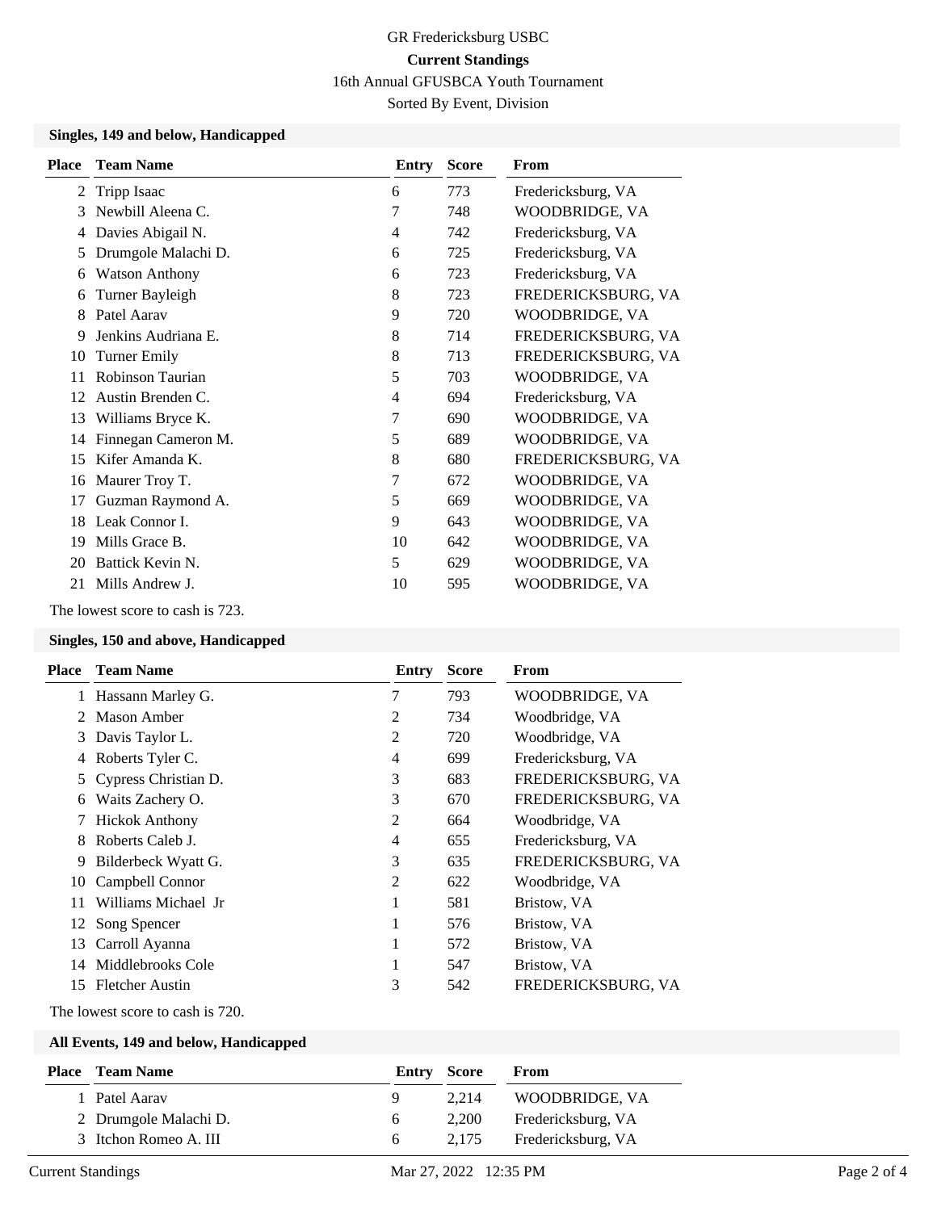GR Fredericksburg USBC

**Current Standings**

16th Annual GFUSBCA Youth Tournament

Sorted By Event, Division

### Singles, 149 and below, Handicapped

| Place | Team Name | Entry | Score | From |
|---|---|---|---|---|
| 2 | Tripp Isaac | 6 | 773 | Fredericksburg, VA |
| 3 | Newbill Aleena C. | 7 | 748 | WOODBRIDGE, VA |
| 4 | Davies Abigail N. | 4 | 742 | Fredericksburg, VA |
| 5 | Drumgole Malachi D. | 6 | 725 | Fredericksburg, VA |
| 6 | Watson Anthony | 6 | 723 | Fredericksburg, VA |
| 6 | Turner Bayleigh | 8 | 723 | FREDERICKSBURG, VA |
| 8 | Patel Aarav | 9 | 720 | WOODBRIDGE, VA |
| 9 | Jenkins Audriana E. | 8 | 714 | FREDERICKSBURG, VA |
| 10 | Turner Emily | 8 | 713 | FREDERICKSBURG, VA |
| 11 | Robinson Taurian | 5 | 703 | WOODBRIDGE, VA |
| 12 | Austin Brenden C. | 4 | 694 | Fredericksburg, VA |
| 13 | Williams Bryce K. | 7 | 690 | WOODBRIDGE, VA |
| 14 | Finnegan Cameron M. | 5 | 689 | WOODBRIDGE, VA |
| 15 | Kifer Amanda K. | 8 | 680 | FREDERICKSBURG, VA |
| 16 | Maurer Troy T. | 7 | 672 | WOODBRIDGE, VA |
| 17 | Guzman Raymond A. | 5 | 669 | WOODBRIDGE, VA |
| 18 | Leak Connor I. | 9 | 643 | WOODBRIDGE, VA |
| 19 | Mills Grace B. | 10 | 642 | WOODBRIDGE, VA |
| 20 | Battick Kevin N. | 5 | 629 | WOODBRIDGE, VA |
| 21 | Mills Andrew J. | 10 | 595 | WOODBRIDGE, VA |

The lowest score to cash is 723.

### Singles, 150 and above, Handicapped

| Place | Team Name | Entry | Score | From |
|---|---|---|---|---|
| 1 | Hassann Marley G. | 7 | 793 | WOODBRIDGE, VA |
| 2 | Mason Amber | 2 | 734 | Woodbridge, VA |
| 3 | Davis Taylor L. | 2 | 720 | Woodbridge, VA |
| 4 | Roberts Tyler C. | 4 | 699 | Fredericksburg, VA |
| 5 | Cypress Christian D. | 3 | 683 | FREDERICKSBURG, VA |
| 6 | Waits Zachery O. | 3 | 670 | FREDERICKSBURG, VA |
| 7 | Hickok Anthony | 2 | 664 | Woodbridge, VA |
| 8 | Roberts Caleb J. | 4 | 655 | Fredericksburg, VA |
| 9 | Bilderbeck Wyatt G. | 3 | 635 | FREDERICKSBURG, VA |
| 10 | Campbell Connor | 2 | 622 | Woodbridge, VA |
| 11 | Williams Michael Jr | 1 | 581 | Bristow, VA |
| 12 | Song Spencer | 1 | 576 | Bristow, VA |
| 13 | Carroll Ayanna | 1 | 572 | Bristow, VA |
| 14 | Middlebrooks Cole | 1 | 547 | Bristow, VA |
| 15 | Fletcher Austin | 3 | 542 | FREDERICKSBURG, VA |

The lowest score to cash is 720.

### All Events, 149 and below, Handicapped

| Place | Team Name | Entry | Score | From |
|---|---|---|---|---|
| 1 | Patel Aarav | 9 | 2,214 | WOODBRIDGE, VA |
| 2 | Drumgole Malachi D. | 6 | 2,200 | Fredericksburg, VA |
| 3 | Itchon Romeo A. III | 6 | 2,175 | Fredericksburg, VA |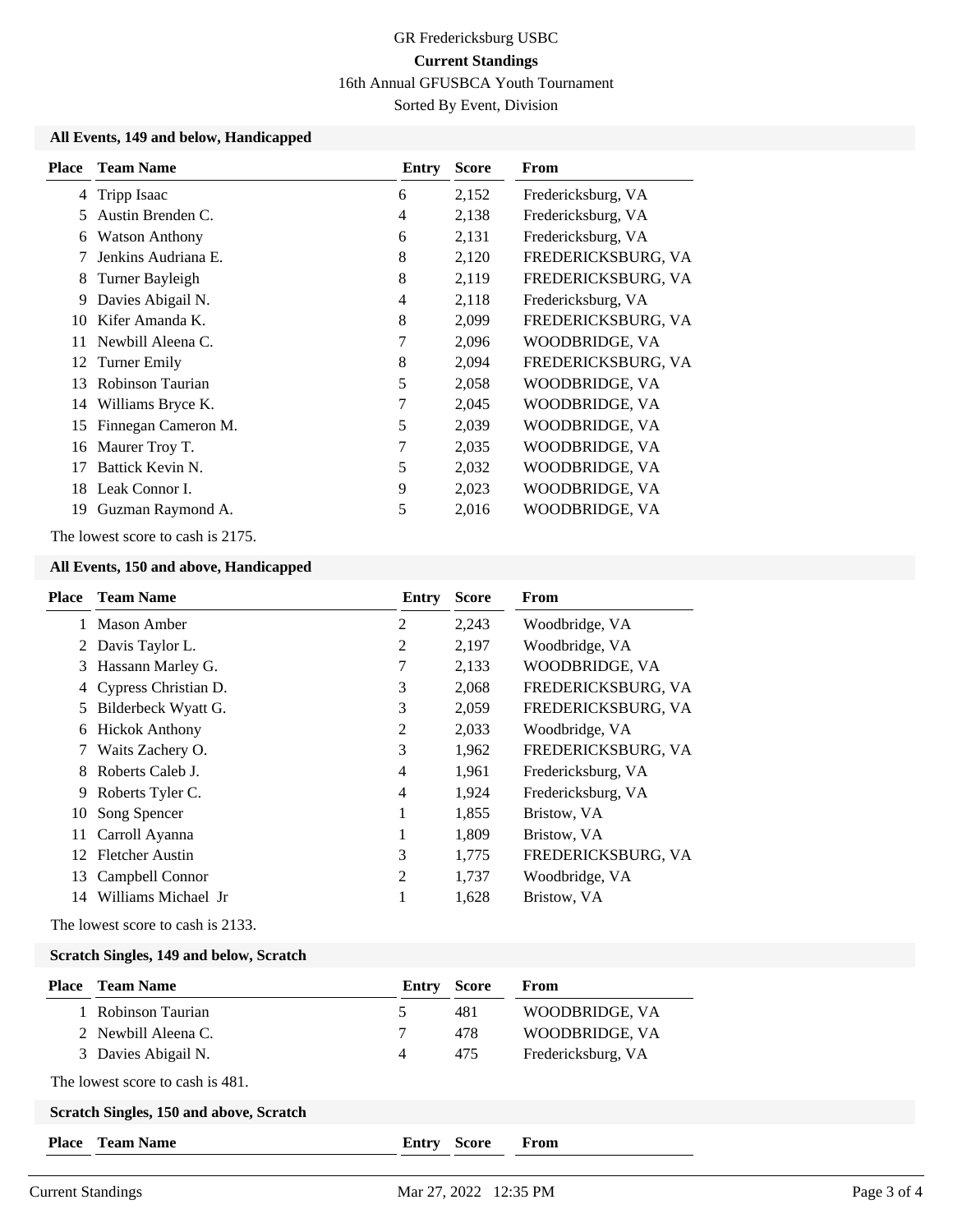# GR Fredericksburg USBC

**Current Standings**

16th Annual GFUSBCA Youth Tournament

Sorted By Event, Division

### All Events, 149 and below, Handicapped

| Place | Team Name | Entry | Score | From |
|---|---|---|---|---|
| 4 | Tripp Isaac | 6 | 2,152 | Fredericksburg, VA |
| 5 | Austin Brenden C. | 4 | 2,138 | Fredericksburg, VA |
| 6 | Watson Anthony | 6 | 2,131 | Fredericksburg, VA |
| 7 | Jenkins Audriana E. | 8 | 2,120 | FREDERICKSBURG, VA |
| 8 | Turner Bayleigh | 8 | 2,119 | FREDERICKSBURG, VA |
| 9 | Davies Abigail N. | 4 | 2,118 | Fredericksburg, VA |
| 10 | Kifer Amanda K. | 8 | 2,099 | FREDERICKSBURG, VA |
| 11 | Newbill Aleena C. | 7 | 2,096 | WOODBRIDGE, VA |
| 12 | Turner Emily | 8 | 2,094 | FREDERICKSBURG, VA |
| 13 | Robinson Taurian | 5 | 2,058 | WOODBRIDGE, VA |
| 14 | Williams Bryce K. | 7 | 2,045 | WOODBRIDGE, VA |
| 15 | Finnegan Cameron M. | 5 | 2,039 | WOODBRIDGE, VA |
| 16 | Maurer Troy T. | 7 | 2,035 | WOODBRIDGE, VA |
| 17 | Battick Kevin N. | 5 | 2,032 | WOODBRIDGE, VA |
| 18 | Leak Connor I. | 9 | 2,023 | WOODBRIDGE, VA |
| 19 | Guzman Raymond A. | 5 | 2,016 | WOODBRIDGE, VA |

The lowest score to cash is 2175.

### All Events, 150 and above, Handicapped

| Place | Team Name | Entry | Score | From |
|---|---|---|---|---|
| 1 | Mason Amber | 2 | 2,243 | Woodbridge, VA |
| 2 | Davis Taylor L. | 2 | 2,197 | Woodbridge, VA |
| 3 | Hassann Marley G. | 7 | 2,133 | WOODBRIDGE, VA |
| 4 | Cypress Christian D. | 3 | 2,068 | FREDERICKSBURG, VA |
| 5 | Bilderbeck Wyatt G. | 3 | 2,059 | FREDERICKSBURG, VA |
| 6 | Hickok Anthony | 2 | 2,033 | Woodbridge, VA |
| 7 | Waits Zachery O. | 3 | 1,962 | FREDERICKSBURG, VA |
| 8 | Roberts Caleb J. | 4 | 1,961 | Fredericksburg, VA |
| 9 | Roberts Tyler C. | 4 | 1,924 | Fredericksburg, VA |
| 10 | Song Spencer | 1 | 1,855 | Bristow, VA |
| 11 | Carroll Ayanna | 1 | 1,809 | Bristow, VA |
| 12 | Fletcher Austin | 3 | 1,775 | FREDERICKSBURG, VA |
| 13 | Campbell Connor | 2 | 1,737 | Woodbridge, VA |
| 14 | Williams Michael Jr | 1 | 1,628 | Bristow, VA |

The lowest score to cash is 2133.

### Scratch Singles, 149 and below, Scratch

| Place | Team Name | Entry | Score | From |
|---|---|---|---|---|
| 1 | Robinson Taurian | 5 | 481 | WOODBRIDGE, VA |
| 2 | Newbill Aleena C. | 7 | 478 | WOODBRIDGE, VA |
| 3 | Davies Abigail N. | 4 | 475 | Fredericksburg, VA |

The lowest score to cash is 481.

### Scratch Singles, 150 and above, Scratch

| Place | Team Name | Entry | Score | From |
|---|---|---|---|---|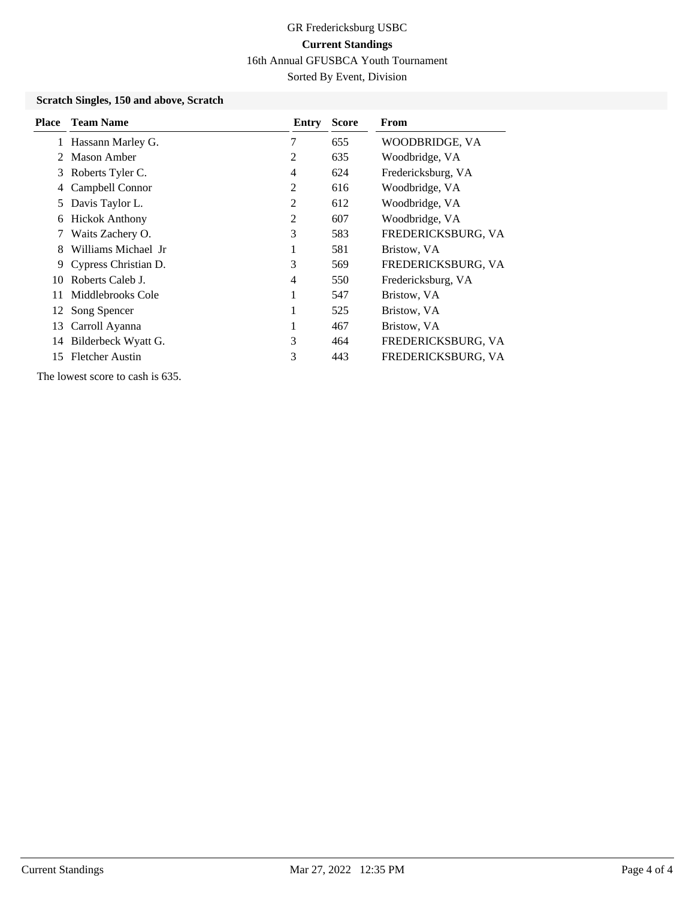GR Fredericksburg USBC

**Current Standings**

16th Annual GFUSBCA Youth Tournament

Sorted By Event, Division

**Scratch Singles, 150 and above, Scratch**

| Place | Team Name | Entry | Score | From |
|---|---|---|---|---|
| 1 | Hassann Marley G. | 7 | 655 | WOODBRIDGE, VA |
| 2 | Mason Amber | 2 | 635 | Woodbridge, VA |
| 3 | Roberts Tyler C. | 4 | 624 | Fredericksburg, VA |
| 4 | Campbell Connor | 2 | 616 | Woodbridge, VA |
| 5 | Davis Taylor L. | 2 | 612 | Woodbridge, VA |
| 6 | Hickok Anthony | 2 | 607 | Woodbridge, VA |
| 7 | Waits Zachery O. | 3 | 583 | FREDERICKSBURG, VA |
| 8 | Williams Michael Jr | 1 | 581 | Bristow, VA |
| 9 | Cypress Christian D. | 3 | 569 | FREDERICKSBURG, VA |
| 10 | Roberts Caleb J. | 4 | 550 | Fredericksburg, VA |
| 11 | Middlebrooks Cole | 1 | 547 | Bristow, VA |
| 12 | Song Spencer | 1 | 525 | Bristow, VA |
| 13 | Carroll Ayanna | 1 | 467 | Bristow, VA |
| 14 | Bilderbeck Wyatt G. | 3 | 464 | FREDERICKSBURG, VA |
| 15 | Fletcher Austin | 3 | 443 | FREDERICKSBURG, VA |

The lowest score to cash is 635.